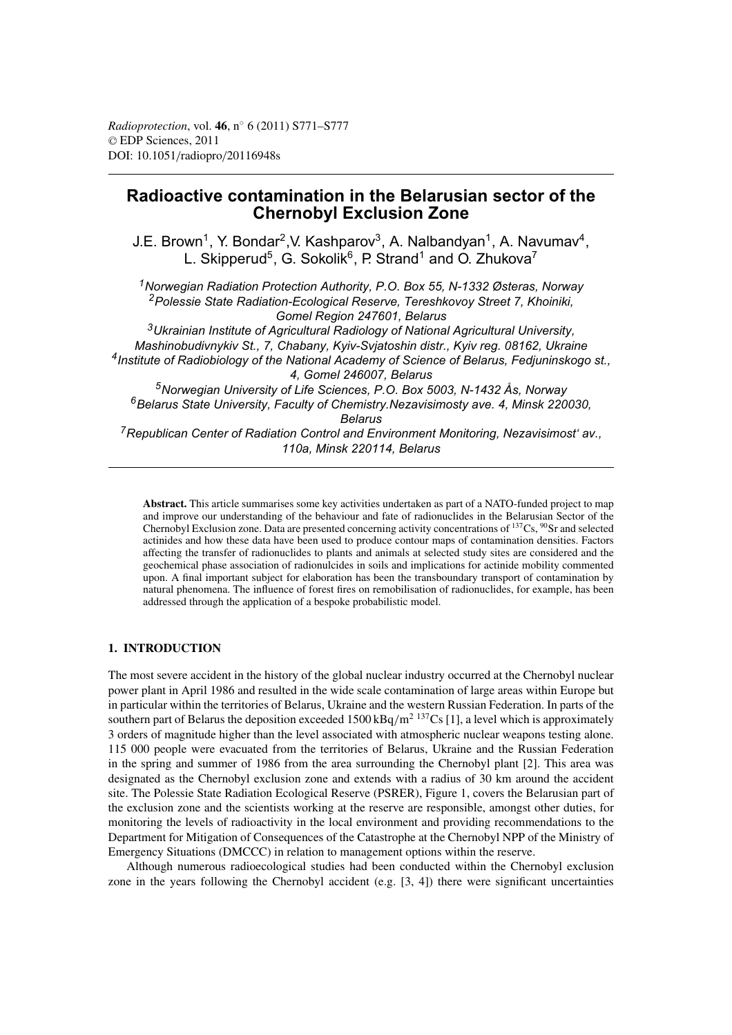*Radioprotection*, vol. **46**, n° 6 (2011) S771–S777
© EDP Sciences, 2011
DOI: 10.1051/radiopro/20116948s

# Radioactive contamination in the Belarusian sector of the Chernobyl Exclusion Zone

J.E. Brown[1], Y. Bondar[2], V. Kashparov[3], A. Nalbandyan[1], A. Navumav[4], L. Skipperud[5], G. Sokolik[6], P. Strand[1] and O. Zhukova[7]

[1]*Norwegian Radiation Protection Authority, P.O. Box 55, N-1332 Østeras, Norway*
[2]*Polessie State Radiation-Ecological Reserve, Tereshkovoy Street 7, Khoiniki, Gomel Region 247601, Belarus*
[3]*Ukrainian Institute of Agricultural Radiology of National Agricultural University, Mashinobudivnykiv St., 7, Chabany, Kyiv-Svjatoshin distr., Kyiv reg. 08162, Ukraine*
[4]*Institute of Radiobiology of the National Academy of Science of Belarus, Fedjuninskogo st., 4, Gomel 246007, Belarus*
[5]*Norwegian University of Life Sciences, P.O. Box 5003, N-1432 Ås, Norway*
[6]*Belarus State University, Faculty of Chemistry.Nezavisimosty ave. 4, Minsk 220030, Belarus*
[7]*Republican Center of Radiation Control and Environment Monitoring, Nezavisimost' av., 110a, Minsk 220114, Belarus*

**Abstract.** This article summarises some key activities undertaken as part of a NATO-funded project to map and improve our understanding of the behaviour and fate of radionuclides in the Belarusian Sector of the Chernobyl Exclusion zone. Data are presented concerning activity concentrations of $^{137}Cs$, $^{90}Sr$ and selected actinides and how these data have been used to produce contour maps of contamination densities. Factors affecting the transfer of radionuclides to plants and animals at selected study sites are considered and the geochemical phase association of radionulcides in soils and implications for actinide mobility commented upon. A final important subject for elaboration has been the transboundary transport of contamination by natural phenomena. The influence of forest fires on remobilisation of radionuclides, for example, has been addressed through the application of a bespoke probabilistic model.

## 1. INTRODUCTION

The most severe accident in the history of the global nuclear industry occurred at the Chernobyl nuclear power plant in April 1986 and resulted in the wide scale contamination of large areas within Europe but in particular within the territories of Belarus, Ukraine and the western Russian Federation. In parts of the southern part of Belarus the deposition exceeded $1500\,kBq/m^2$ $^{137}Cs$ [1], a level which is approximately 3 orders of magnitude higher than the level associated with atmospheric nuclear weapons testing alone. 115 000 people were evacuated from the territories of Belarus, Ukraine and the Russian Federation in the spring and summer of 1986 from the area surrounding the Chernobyl plant [2]. This area was designated as the Chernobyl exclusion zone and extends with a radius of 30 km around the accident site. The Polessie State Radiation Ecological Reserve (PSRER), Figure 1, covers the Belarusian part of the exclusion zone and the scientists working at the reserve are responsible, amongst other duties, for monitoring the levels of radioactivity in the local environment and providing recommendations to the Department for Mitigation of Consequences of the Catastrophe at the Chernobyl NPP of the Ministry of Emergency Situations (DMCCC) in relation to management options within the reserve.

Although numerous radioecological studies had been conducted within the Chernobyl exclusion zone in the years following the Chernobyl accident (e.g. [3, 4]) there were significant uncertainties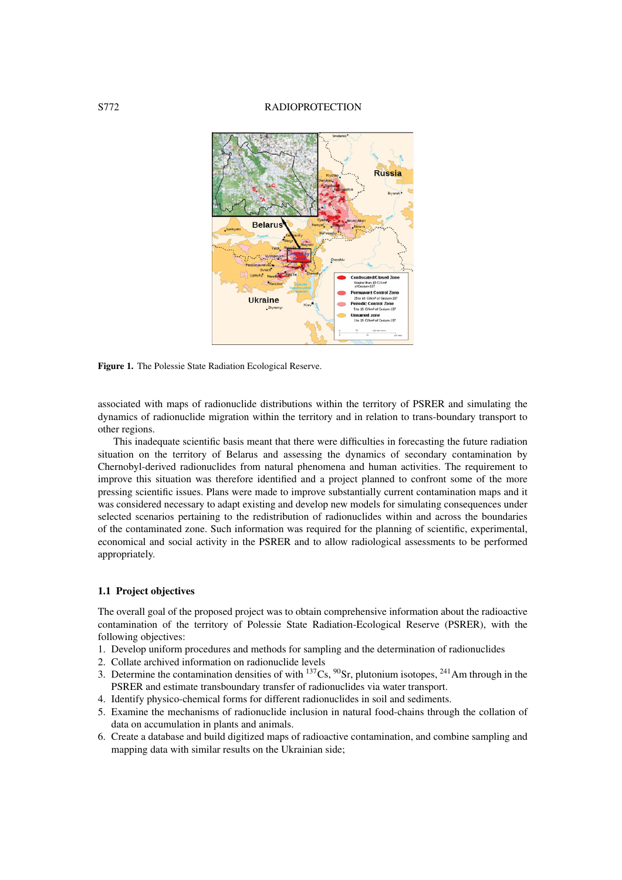Figure 1. The Polessie State Radiation Ecological Reserve.

associated with maps of radionuclide distributions within the territory of PSRER and simulating the dynamics of radionuclide migration within the territory and in relation to trans-boundary transport to other regions.

This inadequate scientific basis meant that there were difficulties in forecasting the future radiation situation on the territory of Belarus and assessing the dynamics of secondary contamination by Chernobyl-derived radionuclides from natural phenomena and human activities. The requirement to improve this situation was therefore identified and a project planned to confront some of the more pressing scientific issues. Plans were made to improve substantially current contamination maps and it was considered necessary to adapt existing and develop new models for simulating consequences under selected scenarios pertaining to the redistribution of radionuclides within and across the boundaries of the contaminated zone. Such information was required for the planning of scientific, experimental, economical and social activity in the PSRER and to allow radiological assessments to be performed appropriately.

### 1.1 Project objectives

The overall goal of the proposed project was to obtain comprehensive information about the radioactive contamination of the territory of Polessie State Radiation-Ecological Reserve (PSRER), with the following objectives:

1. Develop uniform procedures and methods for sampling and the determination of radionuclides
2. Collate archived information on radionuclide levels
3. Determine the contamination densities of with $^{137}$Cs, $^{90}$Sr, plutonium isotopes, $^{241}$Am through in the PSRER and estimate transboundary transfer of radionuclides via water transport.
4. Identify physico-chemical forms for different radionuclides in soil and sediments.
5. Examine the mechanisms of radionuclide inclusion in natural food-chains through the collation of data on accumulation in plants and animals.
6. Create a database and build digitized maps of radioactive contamination, and combine sampling and mapping data with similar results on the Ukrainian side;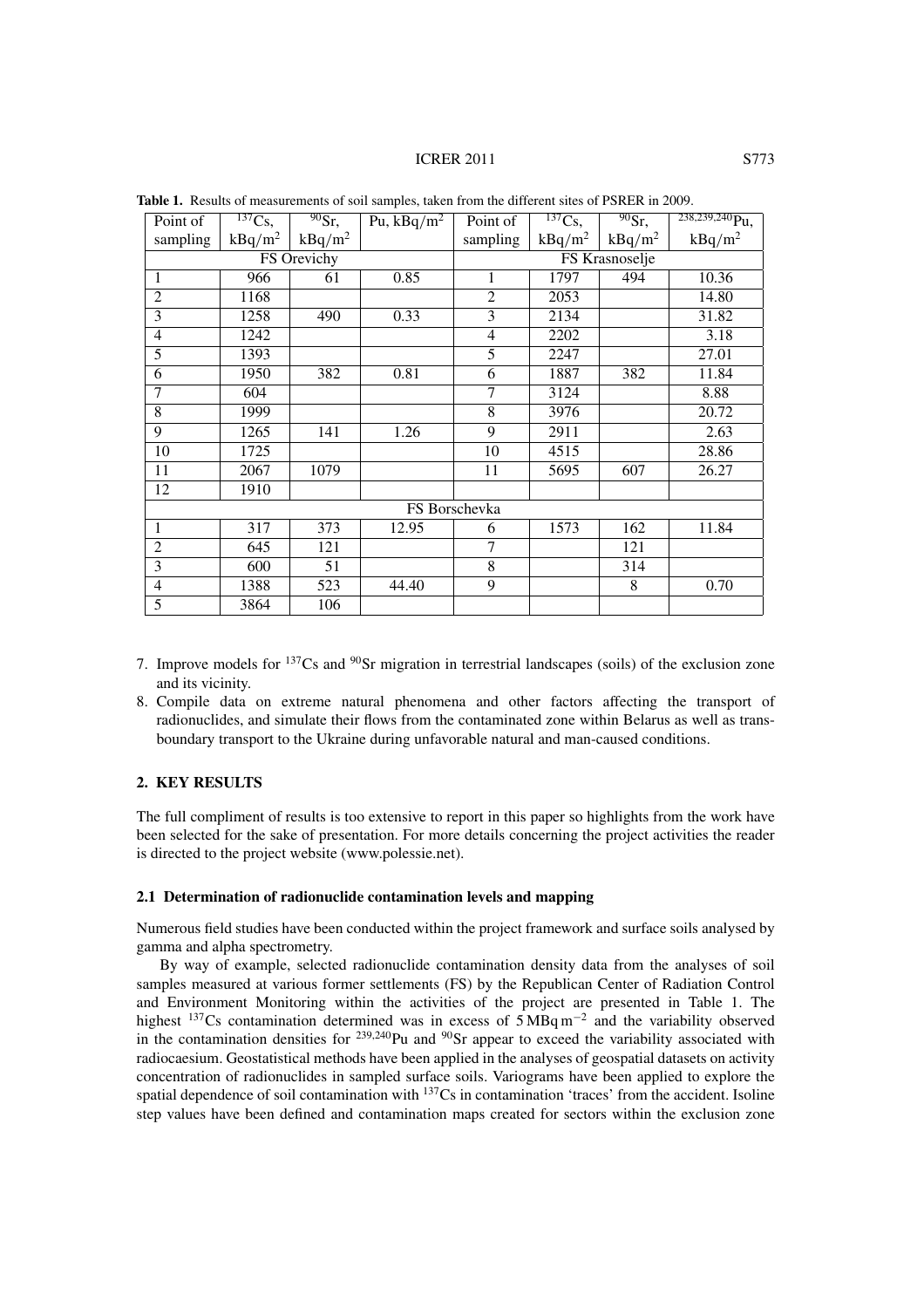**Table 1.** Results of measurements of soil samples, taken from the different sites of PSRER in 2009.

| Point of sampling | $^{137}$Cs, kBq/m$^2$ | $^{90}$Sr, kBq/m$^2$ | Pu, kBq/m$^2$ | Point of sampling | $^{137}$Cs, kBq/m$^2$ | $^{90}$Sr, kBq/m$^2$ | $^{238,239,240}$Pu, kBq/m$^2$ |
|---|---|---|---|---|---|---|---|
| FS Orevichy | | | | FS Krasnoselje | | | |
| 1 | 966 | 61 | 0.85 | 1 | 1797 | 494 | 10.36 |
| 2 | 1168 | | | 2 | 2053 | | 14.80 |
| 3 | 1258 | 490 | 0.33 | 3 | 2134 | | 31.82 |
| 4 | 1242 | | | 4 | 2202 | | 3.18 |
| 5 | 1393 | | | 5 | 2247 | | 27.01 |
| 6 | 1950 | 382 | 0.81 | 6 | 1887 | 382 | 11.84 |
| 7 | 604 | | | 7 | 3124 | | 8.88 |
| 8 | 1999 | | | 8 | 3976 | | 20.72 |
| 9 | 1265 | 141 | 1.26 | 9 | 2911 | | 2.63 |
| 10 | 1725 | | | 10 | 4515 | | 28.86 |
| 11 | 2067 | 1079 | | 11 | 5695 | 607 | 26.27 |
| 12 | 1910 | | | | | | |
| FS Borschevka | | | | | | | |
| 1 | 317 | 373 | 12.95 | 6 | 1573 | 162 | 11.84 |
| 2 | 645 | 121 | | 7 | | 121 | |
| 3 | 600 | 51 | | 8 | | 314 | |
| 4 | 1388 | 523 | 44.40 | 9 | | 8 | 0.70 |
| 5 | 3864 | 106 | | | | | |

7. Improve models for $^{137}$Cs and $^{90}$Sr migration in terrestrial landscapes (soils) of the exclusion zone and its vicinity.
8. Compile data on extreme natural phenomena and other factors affecting the transport of radionuclides, and simulate their flows from the contaminated zone within Belarus as well as trans-boundary transport to the Ukraine during unfavorable natural and man-caused conditions.

## 2. KEY RESULTS

The full compliment of results is too extensive to report in this paper so highlights from the work have been selected for the sake of presentation. For more details concerning the project activities the reader is directed to the project website (www.polessie.net).

### 2.1 Determination of radionuclide contamination levels and mapping

Numerous field studies have been conducted within the project framework and surface soils analysed by gamma and alpha spectrometry.

By way of example, selected radionuclide contamination density data from the analyses of soil samples measured at various former settlements (FS) by the Republican Center of Radiation Control and Environment Monitoring within the activities of the project are presented in Table 1. The highest $^{137}$Cs contamination determined was in excess of $5\,\text{MBq}\,\text{m}^{-2}$ and the variability observed in the contamination densities for $^{239,240}$Pu and $^{90}$Sr appear to exceed the variability associated with radiocaesium. Geostatistical methods have been applied in the analyses of geospatial datasets on activity concentration of radionuclides in sampled surface soils. Variograms have been applied to explore the spatial dependence of soil contamination with $^{137}$Cs in contamination 'traces' from the accident. Isoline step values have been defined and contamination maps created for sectors within the exclusion zone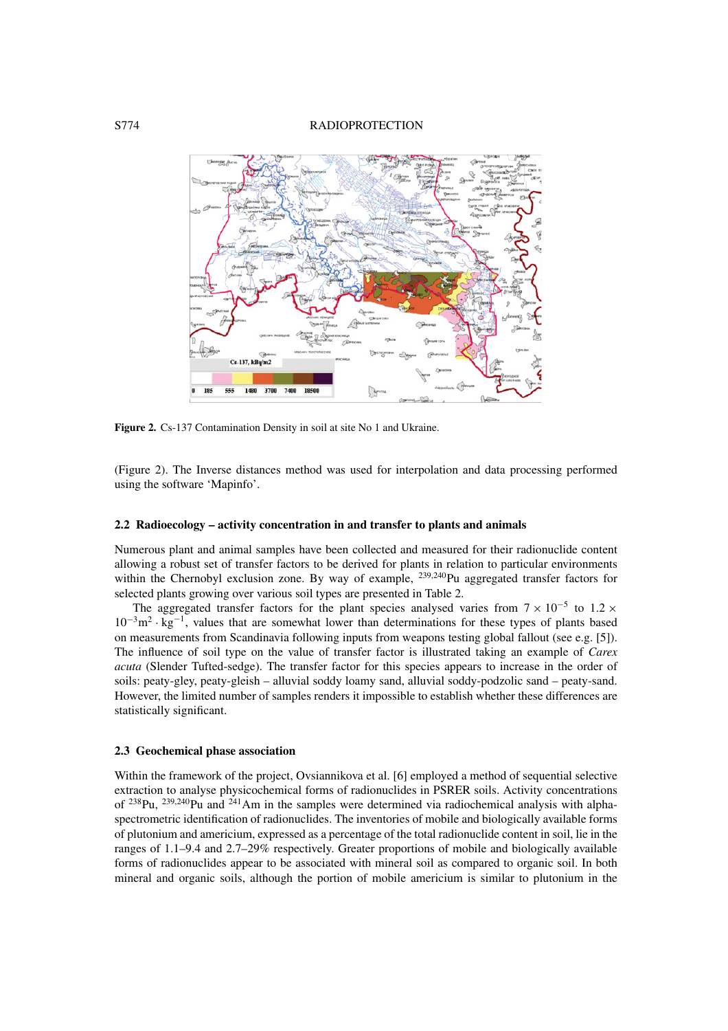**Figure 2.** Cs-137 Contamination Density in soil at site No 1 and Ukraine.

(Figure 2). The Inverse distances method was used for interpolation and data processing performed using the software 'Mapinfo'.

### 2.2 Radioecology – activity concentration in and transfer to plants and animals

Numerous plant and animal samples have been collected and measured for their radionuclide content allowing a robust set of transfer factors to be derived for plants in relation to particular environments within the Chernobyl exclusion zone. By way of example, $^{239,240}$Pu aggregated transfer factors for selected plants growing over various soil types are presented in Table 2.

The aggregated transfer factors for the plant species analysed varies from $7 \times 10^{-5}$ to $1.2 \times 10^{-3} \mathrm{m}^2 \cdot \mathrm{kg}^{-1}$, values that are somewhat lower than determinations for these types of plants based on measurements from Scandinavia following inputs from weapons testing global fallout (see e.g. [5]). The influence of soil type on the value of transfer factor is illustrated taking an example of *Carex acuta* (Slender Tufted-sedge). The transfer factor for this species appears to increase in the order of soils: peaty-gley, peaty-gleish – alluvial soddy loamy sand, alluvial soddy-podzolic sand – peaty-sand. However, the limited number of samples renders it impossible to establish whether these differences are statistically significant.

### 2.3 Geochemical phase association

Within the framework of the project, Ovsiannikova et al. [6] employed a method of sequential selective extraction to analyse physicochemical forms of radionuclides in PSRER soils. Activity concentrations of $^{238}$Pu, $^{239,240}$Pu and $^{241}$Am in the samples were determined via radiochemical analysis with alpha-spectrometric identification of radionuclides. The inventories of mobile and biologically available forms of plutonium and americium, expressed as a percentage of the total radionuclide content in soil, lie in the ranges of 1.1–9.4 and 2.7–29% respectively. Greater proportions of mobile and biologically available forms of radionuclides appear to be associated with mineral soil as compared to organic soil. In both mineral and organic soils, although the portion of mobile americium is similar to plutonium in the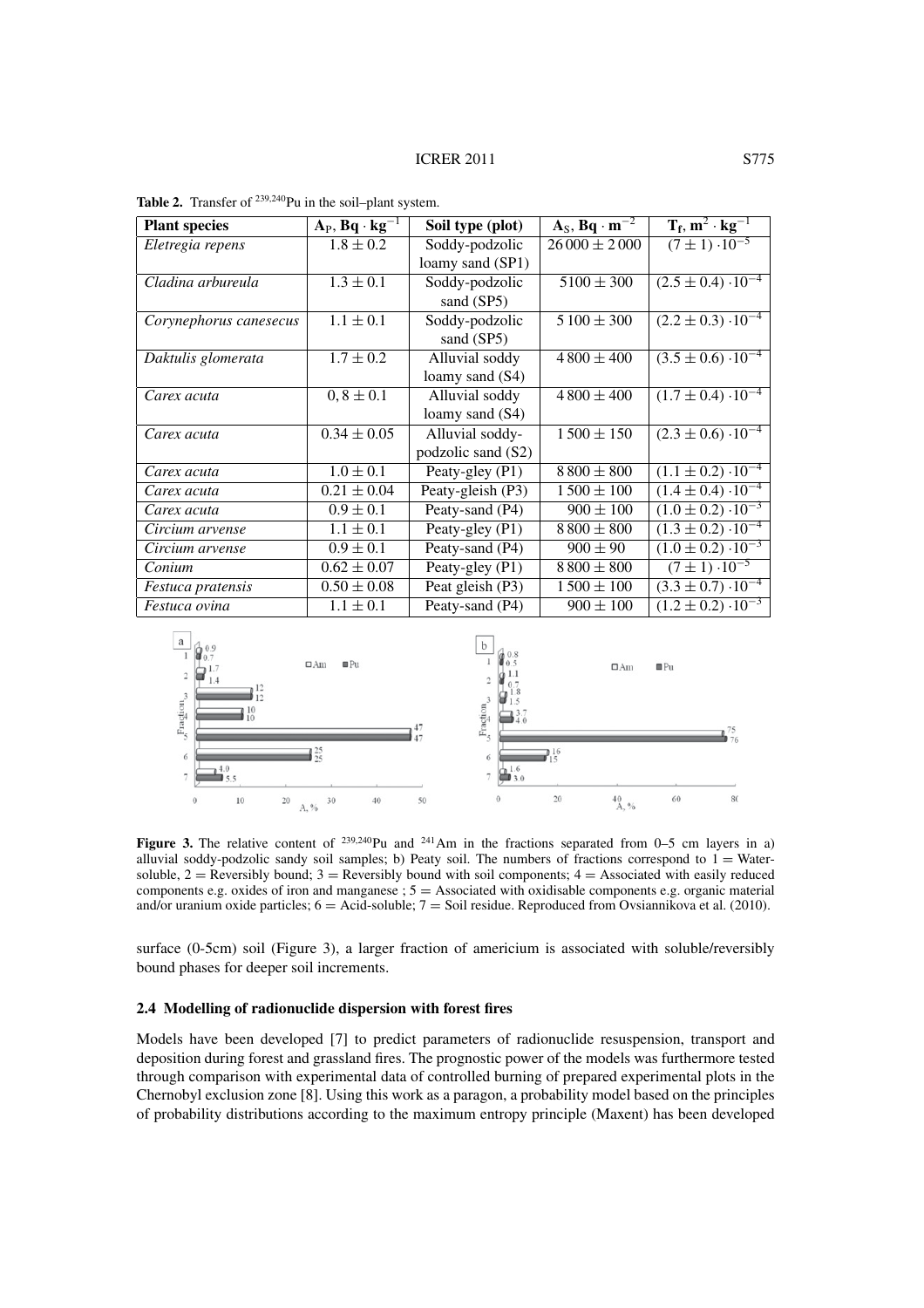**Table 2.** Transfer of $^{239,240}$Pu in the soil–plant system.

| Plant species | $A_P$, $Bq \cdot kg^{-1}$ | Soil type (plot) | $A_S$, $Bq \cdot m^{-2}$ | $T_f$, $m^2 \cdot kg^{-1}$ |
|---|---|---|---|---|
| *Eletregia repens* | $1.8 \pm 0.2$ | Soddy-podzolic loamy sand (SP1) | $26\,000 \pm 2\,000$ | $(7 \pm 1) \cdot 10^{-5}$ |
| *Cladina arbureula* | $1.3 \pm 0.1$ | Soddy-podzolic sand (SP5) | $5100 \pm 300$ | $(2.5 \pm 0.4) \cdot 10^{-4}$ |
| *Corynephorus canesecus* | $1.1 \pm 0.1$ | Soddy-podzolic sand (SP5) | $5\,100 \pm 300$ | $(2.2 \pm 0.3) \cdot 10^{-4}$ |
| *Daktulis glomerata* | $1.7 \pm 0.2$ | Alluvial soddy loamy sand (S4) | $4\,800 \pm 400$ | $(3.5 \pm 0.6) \cdot 10^{-4}$ |
| *Carex acuta* | $0,8 \pm 0.1$ | Alluvial soddy loamy sand (S4) | $4\,800 \pm 400$ | $(1.7 \pm 0.4) \cdot 10^{-4}$ |
| *Carex acuta* | $0.34 \pm 0.05$ | Alluvial soddy-podzolic sand (S2) | $1\,500 \pm 150$ | $(2.3 \pm 0.6) \cdot 10^{-4}$ |
| *Carex acuta* | $1.0 \pm 0.1$ | Peaty-gley (P1) | $8\,800 \pm 800$ | $(1.1 \pm 0.2) \cdot 10^{-4}$ |
| *Carex acuta* | $0.21 \pm 0.04$ | Peaty-gleish (P3) | $1\,500 \pm 100$ | $(1.4 \pm 0.4) \cdot 10^{-4}$ |
| *Carex acuta* | $0.9 \pm 0.1$ | Peaty-sand (P4) | $900 \pm 100$ | $(1.0 \pm 0.2) \cdot 10^{-3}$ |
| *Circium arvense* | $1.1 \pm 0.1$ | Peaty-gley (P1) | $8\,800 \pm 800$ | $(1.3 \pm 0.2) \cdot 10^{-4}$ |
| *Circium arvense* | $0.9 \pm 0.1$ | Peaty-sand (P4) | $900 \pm 90$ | $(1.0 \pm 0.2) \cdot 10^{-3}$ |
| *Conium* | $0.62 \pm 0.07$ | Peaty-gley (P1) | $8\,800 \pm 800$ | $(7 \pm 1) \cdot 10^{-5}$ |
| *Festuca pratensis* | $0.50 \pm 0.08$ | Peat gleish (P3) | $1\,500 \pm 100$ | $(3.3 \pm 0.7) \cdot 10^{-4}$ |
| *Festuca ovina* | $1.1 \pm 0.1$ | Peaty-sand (P4) | $900 \pm 100$ | $(1.2 \pm 0.2) \cdot 10^{-3}$ |

**Figure 3.** The relative content of $^{239,240}$Pu and $^{241}$Am in the fractions separated from 0–5 cm layers in a) alluvial soddy-podzolic sandy soil samples; b) Peaty soil. The numbers of fractions correspond to 1 = Water-soluble, 2 = Reversibly bound; 3 = Reversibly bound with soil components; 4 = Associated with easily reduced components e.g. oxides of iron and manganese ; 5 = Associated with oxidisable components e.g. organic material and/or uranium oxide particles; 6 = Acid-soluble; 7 = Soil residue. Reproduced from Ovsiannikova et al. (2010).

surface (0-5cm) soil (Figure 3), a larger fraction of americium is associated with soluble/reversibly bound phases for deeper soil increments.

### 2.4 Modelling of radionuclide dispersion with forest fires

Models have been developed [7] to predict parameters of radionuclide resuspension, transport and deposition during forest and grassland fires. The prognostic power of the models was furthermore tested through comparison with experimental data of controlled burning of prepared experimental plots in the Chernobyl exclusion zone [8]. Using this work as a paragon, a probability model based on the principles of probability distributions according to the maximum entropy principle (Maxent) has been developed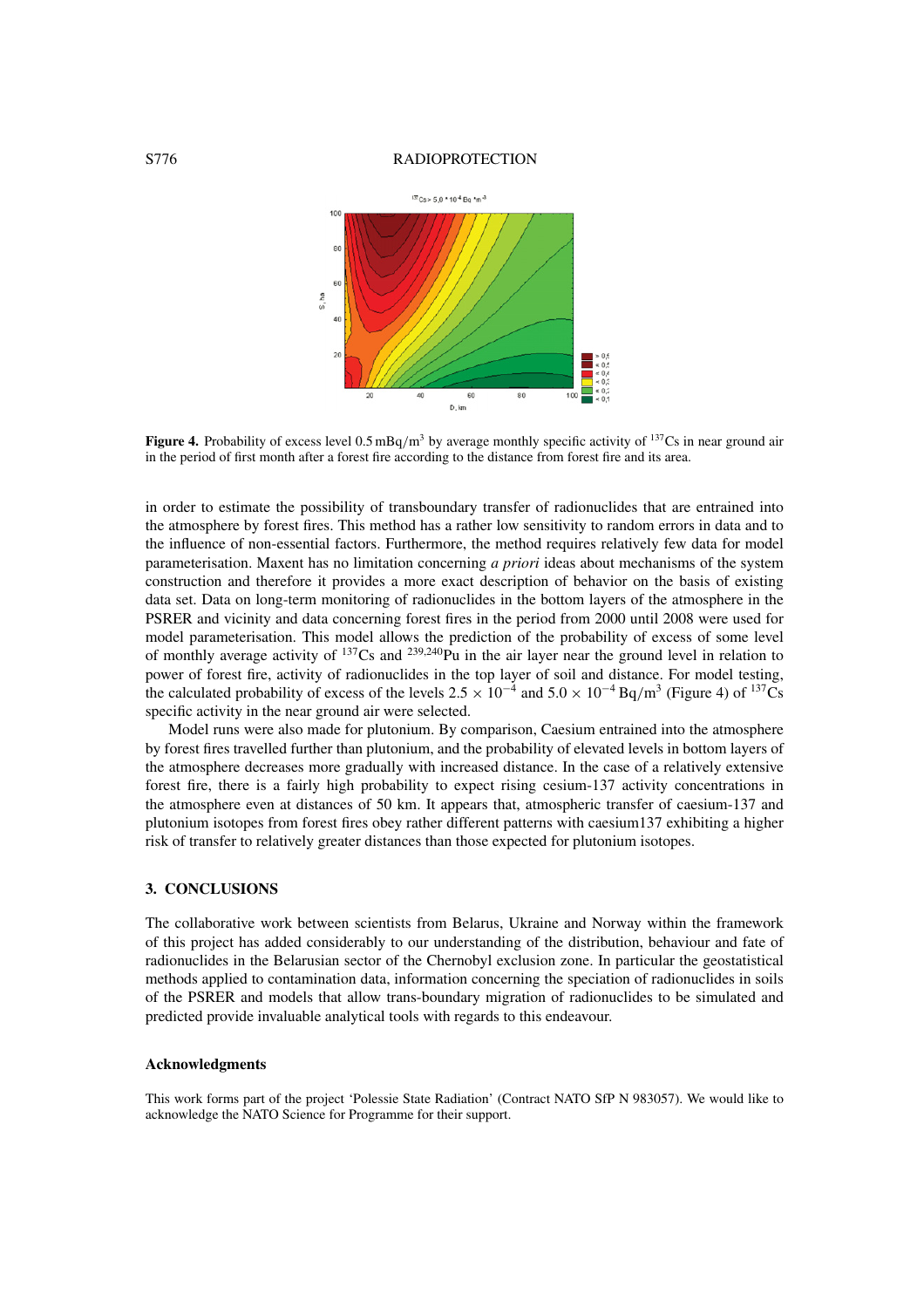**Figure 4.** Probability of excess level 0.5 mBq/m$^3$ by average monthly specific activity of $^{137}$Cs in near ground air in the period of first month after a forest fire according to the distance from forest fire and its area.

in order to estimate the possibility of transboundary transfer of radionuclides that are entrained into the atmosphere by forest fires. This method has a rather low sensitivity to random errors in data and to the influence of non-essential factors. Furthermore, the method requires relatively few data for model parameterisation. Maxent has no limitation concerning *a priori* ideas about mechanisms of the system construction and therefore it provides a more exact description of behavior on the basis of existing data set. Data on long-term monitoring of radionuclides in the bottom layers of the atmosphere in the PSRER and vicinity and data concerning forest fires in the period from 2000 until 2008 were used for model parameterisation. This model allows the prediction of the probability of excess of some level of monthly average activity of $^{137}$Cs and $^{239,240}$Pu in the air layer near the ground level in relation to power of forest fire, activity of radionuclides in the top layer of soil and distance. For model testing, the calculated probability of excess of the levels $2.5 \times 10^{-4}$ and $5.0 \times 10^{-4}$ Bq/m$^3$ (Figure 4) of $^{137}$Cs specific activity in the near ground air were selected.

Model runs were also made for plutonium. By comparison, Caesium entrained into the atmosphere by forest fires travelled further than plutonium, and the probability of elevated levels in bottom layers of the atmosphere decreases more gradually with increased distance. In the case of a relatively extensive forest fire, there is a fairly high probability to expect rising cesium-137 activity concentrations in the atmosphere even at distances of 50 km. It appears that, atmospheric transfer of caesium-137 and plutonium isotopes from forest fires obey rather different patterns with caesium137 exhibiting a higher risk of transfer to relatively greater distances than those expected for plutonium isotopes.

## 3. CONCLUSIONS

The collaborative work between scientists from Belarus, Ukraine and Norway within the framework of this project has added considerably to our understanding of the distribution, behaviour and fate of radionuclides in the Belarusian sector of the Chernobyl exclusion zone. In particular the geostatistical methods applied to contamination data, information concerning the speciation of radionuclides in soils of the PSRER and models that allow trans-boundary migration of radionuclides to be simulated and predicted provide invaluable analytical tools with regards to this endeavour.

### Acknowledgments

This work forms part of the project 'Polessie State Radiation' (Contract NATO SfP N 983057). We would like to acknowledge the NATO Science for Programme for their support.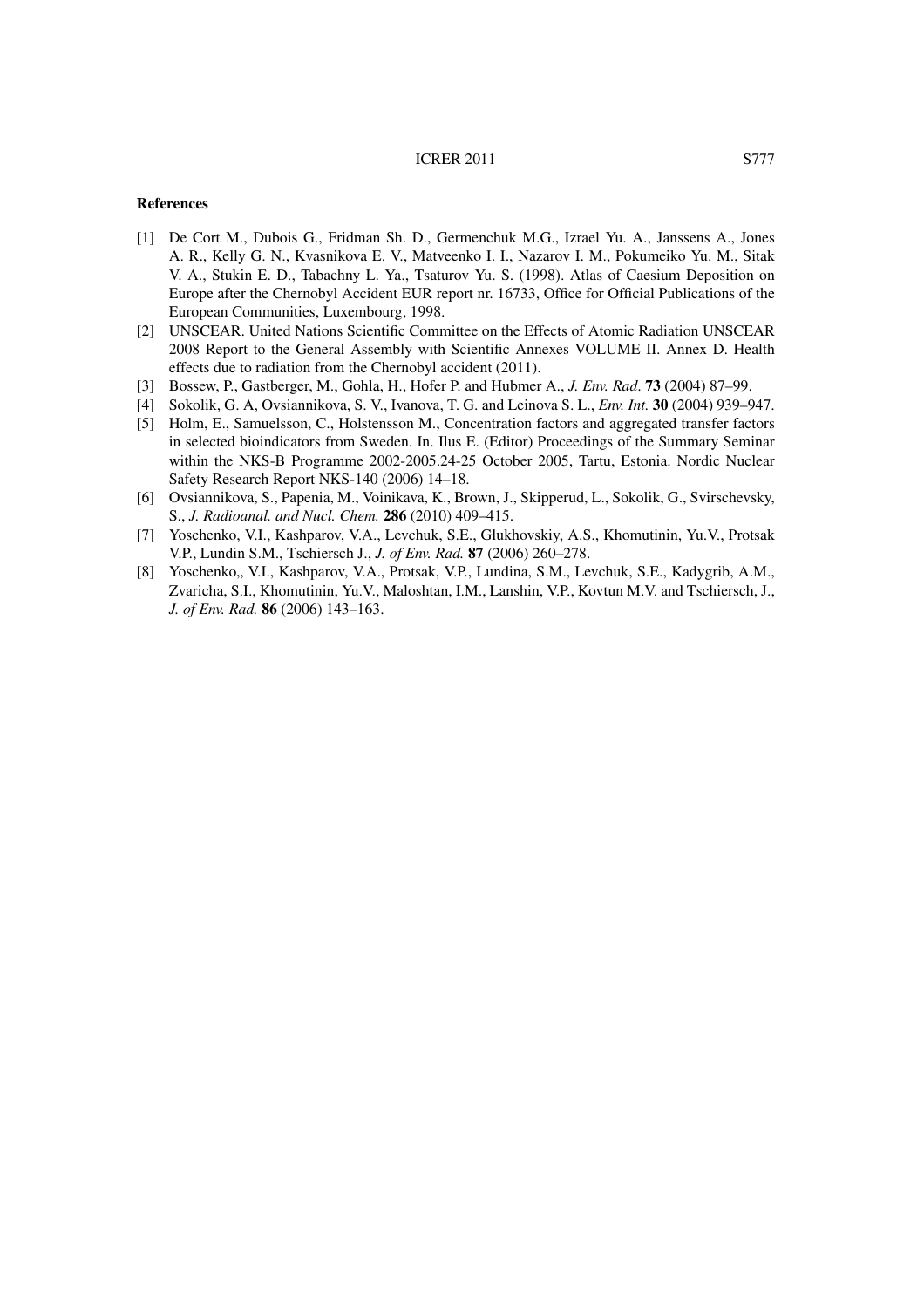### References

[1] De Cort M., Dubois G., Fridman Sh. D., Germenchuk M.G., Izrael Yu. A., Janssens A., Jones A. R., Kelly G. N., Kvasnikova E. V., Matveenko I. I., Nazarov I. M., Pokumeiko Yu. M., Sitak V. A., Stukin E. D., Tabachny L. Ya., Tsaturov Yu. S. (1998). Atlas of Caesium Deposition on Europe after the Chernobyl Accident EUR report nr. 16733, Office for Official Publications of the European Communities, Luxembourg, 1998.

[2] UNSCEAR. United Nations Scientific Committee on the Effects of Atomic Radiation UNSCEAR 2008 Report to the General Assembly with Scientific Annexes VOLUME II. Annex D. Health effects due to radiation from the Chernobyl accident (2011).

[3] Bossew, P., Gastberger, M., Gohla, H., Hofer P. and Hubmer A., *J. Env. Rad*. **73** (2004) 87–99.

[4] Sokolik, G. A, Ovsiannikova, S. V., Ivanova, T. G. and Leinova S. L., *Env. Int*. **30** (2004) 939–947.

[5] Holm, E., Samuelsson, C., Holstensson M., Concentration factors and aggregated transfer factors in selected bioindicators from Sweden. In. Ilus E. (Editor) Proceedings of the Summary Seminar within the NKS-B Programme 2002-2005.24-25 October 2005, Tartu, Estonia. Nordic Nuclear Safety Research Report NKS-140 (2006) 14–18.

[6] Ovsiannikova, S., Papenia, M., Voinikava, K., Brown, J., Skipperud, L., Sokolik, G., Svirschevsky, S., *J. Radioanal. and Nucl. Chem.* **286** (2010) 409–415.

[7] Yoschenko, V.I., Kashparov, V.A., Levchuk, S.E., Glukhovskiy, A.S., Khomutinin, Yu.V., Protsak V.P., Lundin S.M., Tschiersch J., *J. of Env. Rad.* **87** (2006) 260–278.

[8] Yoschenko,, V.I., Kashparov, V.A., Protsak, V.P., Lundina, S.M., Levchuk, S.E., Kadygrib, A.M., Zvaricha, S.I., Khomutinin, Yu.V., Maloshtan, I.M., Lanshin, V.P., Kovtun M.V. and Tschiersch, J., *J. of Env. Rad.* **86** (2006) 143–163.